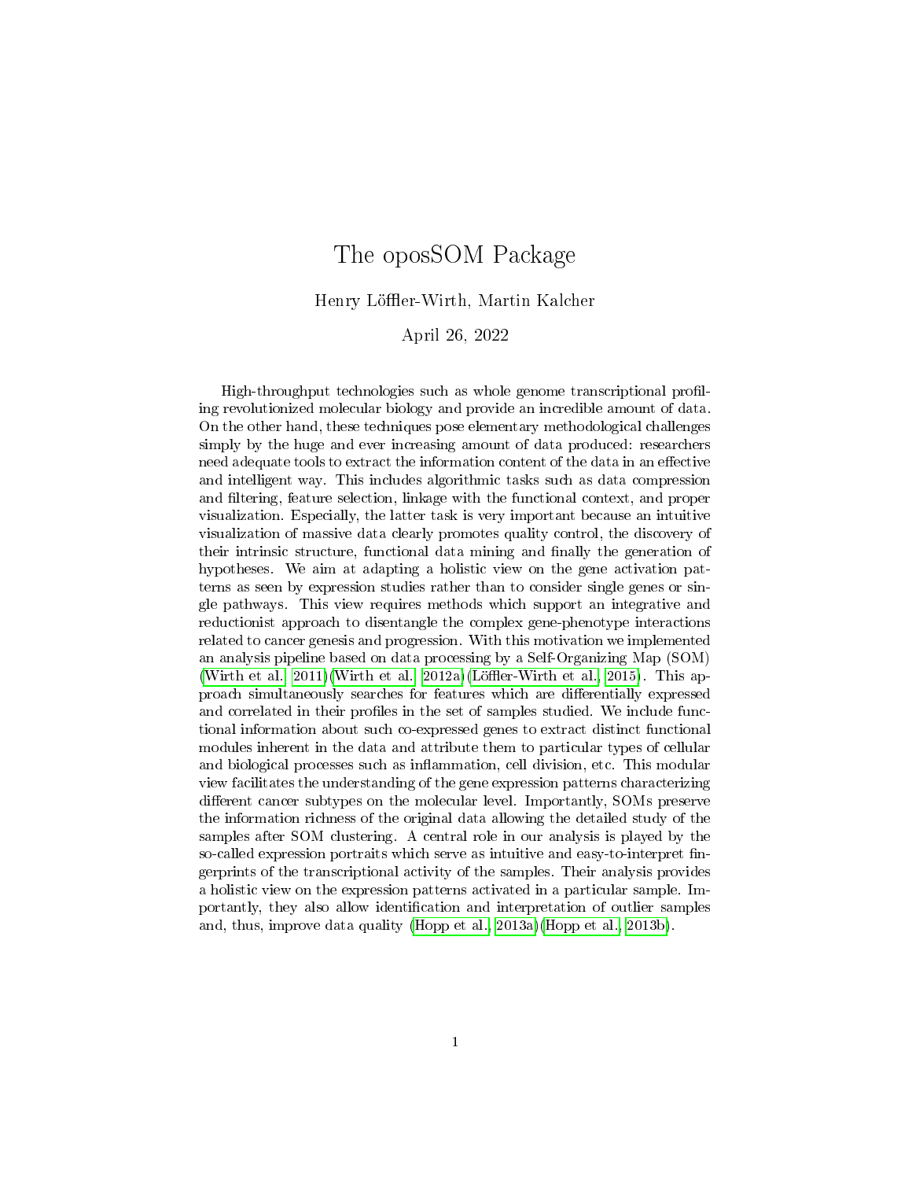# The oposSOM Package

Henry Löffler-Wirth, Martin Kalcher

April 26, 2022

High-throughput technologies such as whole genome transcriptional profiling revolutionized molecular biology and provide an incredible amount of data. On the other hand, these techniques pose elementary methodological challenges simply by the huge and ever increasing amount of data produced: researchers need adequate tools to extract the information content of the data in an effective and intelligent way. This includes algorithmic tasks such as data compression and filtering, feature selection, linkage with the functional context, and proper visualization. Especially, the latter task is very important because an intuitive visualization of massive data clearly promotes quality control, the discovery of their intrinsic structure, functional data mining and finally the generation of hypotheses. We aim at adapting a holistic view on the gene activation patterns as seen by expression studies rather than to consider single genes or single pathways. This view requires methods which support an integrative and reductionist approach to disentangle the complex gene-phenotype interactions related to cancer genesis and progression. With this motivation we implemented an analysis pipeline based on data processing by a Self-Organizing Map (SOM) (Wirth et al., 2011)(Wirth et al., 2012a)(Löffler-Wirth et al., 2015). This approach simultaneously searches for features which are differentially expressed and correlated in their profiles in the set of samples studied. We include functional information about such co-expressed genes to extract distinct functional modules inherent in the data and attribute them to particular types of cellular and biological processes such as inflammation, cell division, etc. This modular view facilitates the understanding of the gene expression patterns characterizing different cancer subtypes on the molecular level. Importantly, SOMs preserve the information richness of the original data allowing the detailed study of the samples after SOM clustering. A central role in our analysis is played by the so-called expression portraits which serve as intuitive and easy-to-interpret fingerprints of the transcriptional activity of the samples. Their analysis provides a holistic view on the expression patterns activated in a particular sample. Importantly, they also allow identification and interpretation of outlier samples and, thus, improve data quality (Hopp et al., 2013a)(Hopp et al., 2013b).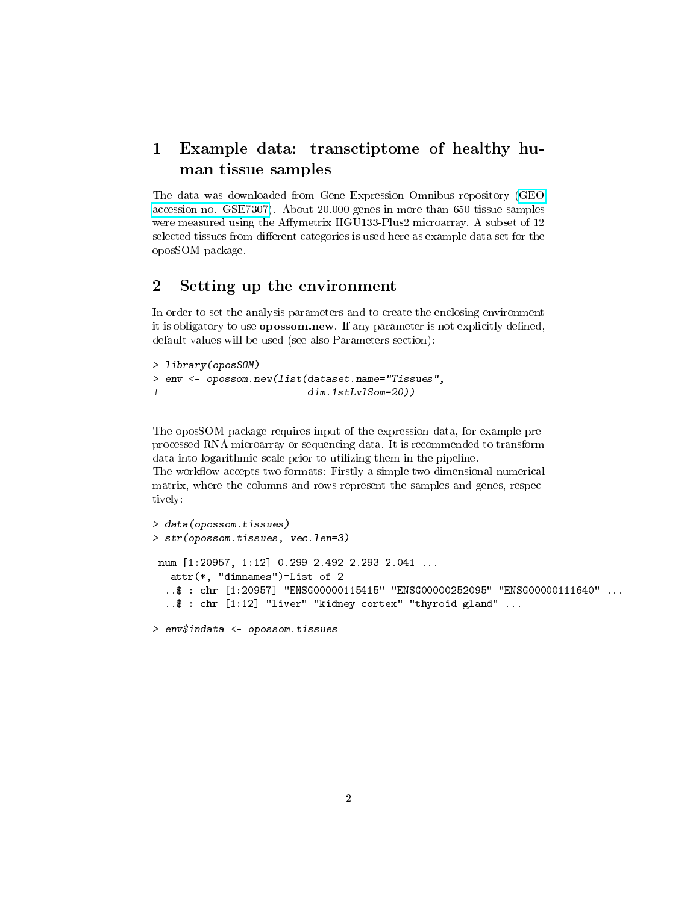# 1 Example data: transctiptome of healthy human tissue samples

The data was downloaded from Gene Expression Omnibus repository (GEO accession no. GSE7307). About 20,000 genes in more than 650 tissue samples were measured using the Affymetrix HGU133-Plus2 microarray. A subset of 12 selected tissues from different categories is used here as example data set for the oposSOM-package.

# 2 Setting up the environment

In order to set the analysis parameters and to create the enclosing environment it is obligatory to use **opossom.new**. If any parameter is not explicitly defined, default values will be used (see also Parameters section):

```
> library(oposSOM)
> env <- opossom.new(list(dataset.name="Tissues",
+                         dim.1stLvlSom=20))
```

The oposSOM package requires input of the expression data, for example preprocessed RNA microarray or sequencing data. It is recommended to transform data into logarithmic scale prior to utilizing them in the pipeline.
The workflow accepts two formats: Firstly a simple two-dimensional numerical matrix, where the columns and rows represent the samples and genes, respectively:

```
> data(opossom.tissues)
> str(opossom.tissues, vec.len=3)

 num [1:20957, 1:12] 0.299 2.492 2.293 2.041 ...
 - attr(*, "dimnames")=List of 2
  ..$ : chr [1:20957] "ENSG00000115415" "ENSG00000252095" "ENSG00000111640" ...
  ..$ : chr [1:12] "liver" "kidney cortex" "thyroid gland" ...

> env$indata <- opossom.tissues
```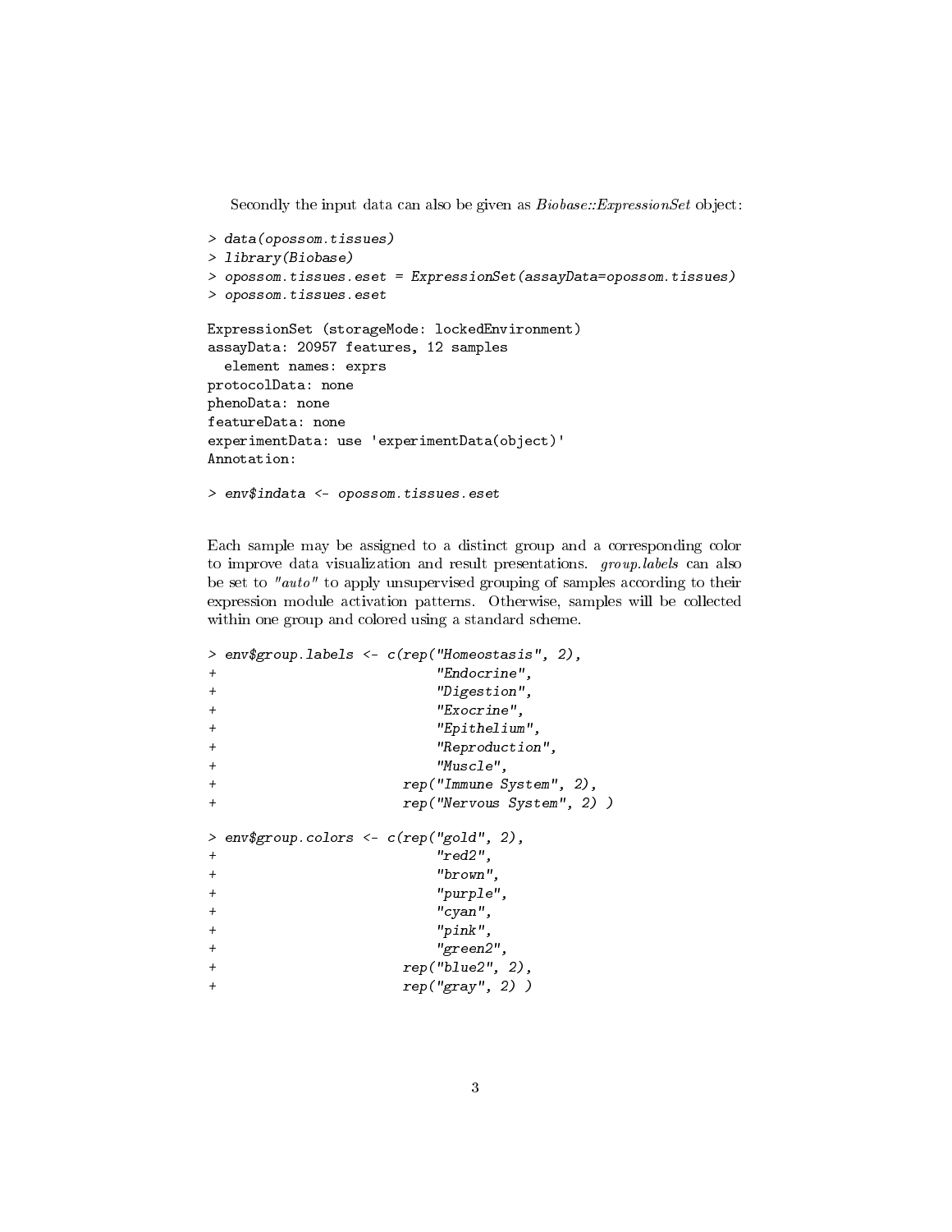Secondly the input data can also be given as *Biobase::ExpressionSet* object:

```
> data(opossom.tissues)
> library(Biobase)
> opossom.tissues.eset = ExpressionSet(assayData=opossom.tissues)
> opossom.tissues.eset

ExpressionSet (storageMode: lockedEnvironment)
assayData: 20957 features, 12 samples
  element names: exprs
protocolData: none
phenoData: none
featureData: none
experimentData: use 'experimentData(object)'
Annotation:

> env$indata <- opossom.tissues.eset
```

Each sample may be assigned to a distinct group and a corresponding color to improve data visualization and result presentations. *group.labels* can also be set to *"auto"* to apply unsupervised grouping of samples according to their expression module activation patterns. Otherwise, samples will be collected within one group and colored using a standard scheme.

```
> env$group.labels <- c(rep("Homeostasis", 2),
+                           "Endocrine",
+                           "Digestion",
+                           "Exocrine",
+                           "Epithelium",
+                           "Reproduction",
+                           "Muscle",
+                       rep("Immune System", 2),
+                       rep("Nervous System", 2) )

> env$group.colors <- c(rep("gold", 2),
+                           "red2",
+                           "brown",
+                           "purple",
+                           "cyan",
+                           "pink",
+                           "green2",
+                       rep("blue2", 2),
+                       rep("gray", 2) )
```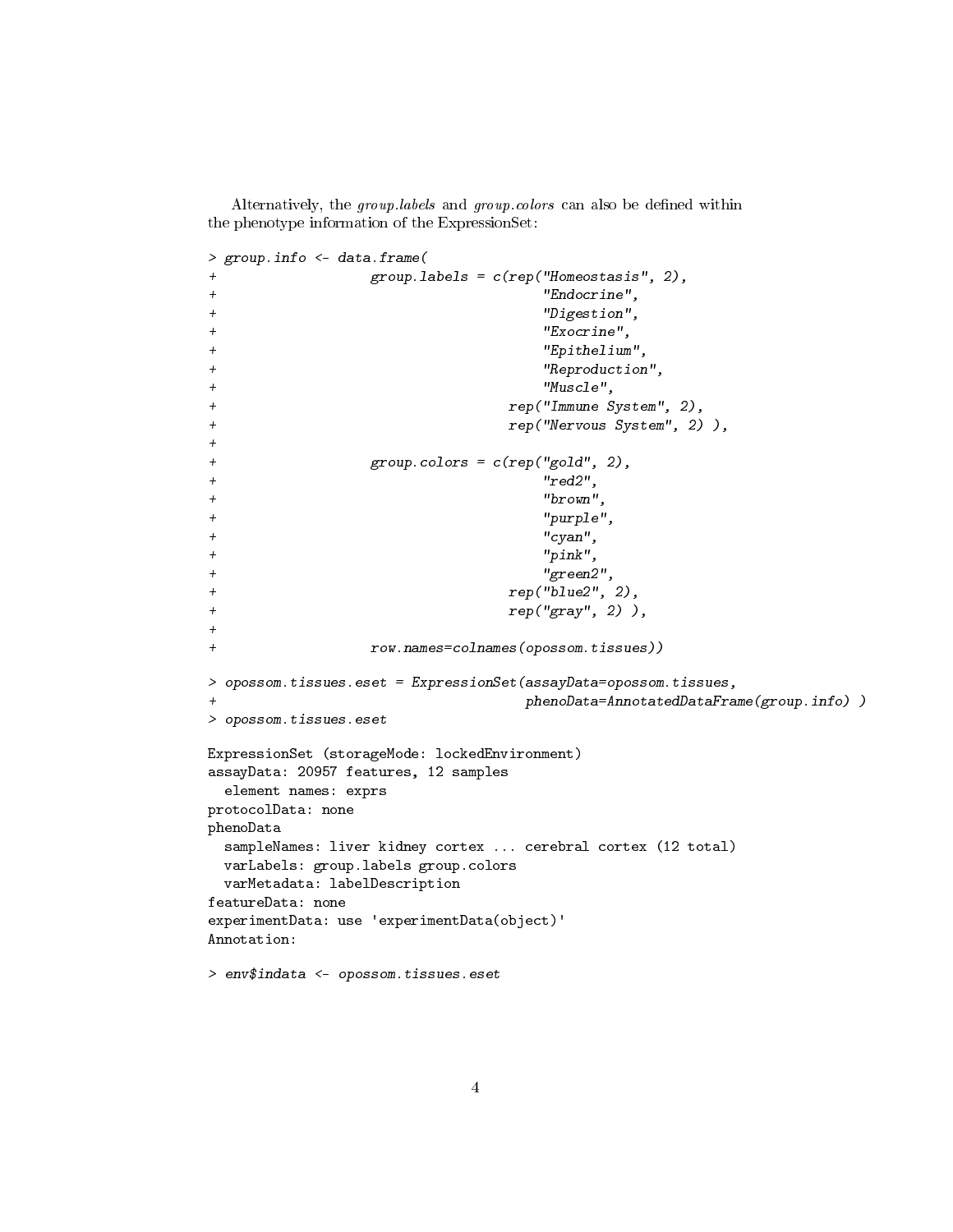Alternatively, the *group.labels* and *group.colors* can also be defined within the phenotype information of the ExpressionSet:

```
> group.info <- data.frame(
+                   group.labels = c(rep("Homeostasis", 2),
+                                        "Endocrine",
+                                        "Digestion",
+                                        "Exocrine",
+                                        "Epithelium",
+                                        "Reproduction",
+                                        "Muscle",
+                                    rep("Immune System", 2),
+                                    rep("Nervous System", 2) ),
+
+                   group.colors = c(rep("gold", 2),
+                                        "red2",
+                                        "brown",
+                                        "purple",
+                                        "cyan",
+                                        "pink",
+                                        "green2",
+                                    rep("blue2", 2),
+                                    rep("gray", 2) ),
+
+                   row.names=colnames(opossom.tissues))
> opossom.tissues.eset = ExpressionSet(assayData=opossom.tissues,
+                                      phenoData=AnnotatedDataFrame(group.info) )
> opossom.tissues.eset

ExpressionSet (storageMode: lockedEnvironment)
assayData: 20957 features, 12 samples
  element names: exprs
protocolData: none
phenoData
  sampleNames: liver kidney cortex ... cerebral cortex (12 total)
  varLabels: group.labels group.colors
  varMetadata: labelDescription
featureData: none
experimentData: use 'experimentData(object)'
Annotation:

> env$indata <- opossom.tissues.eset
```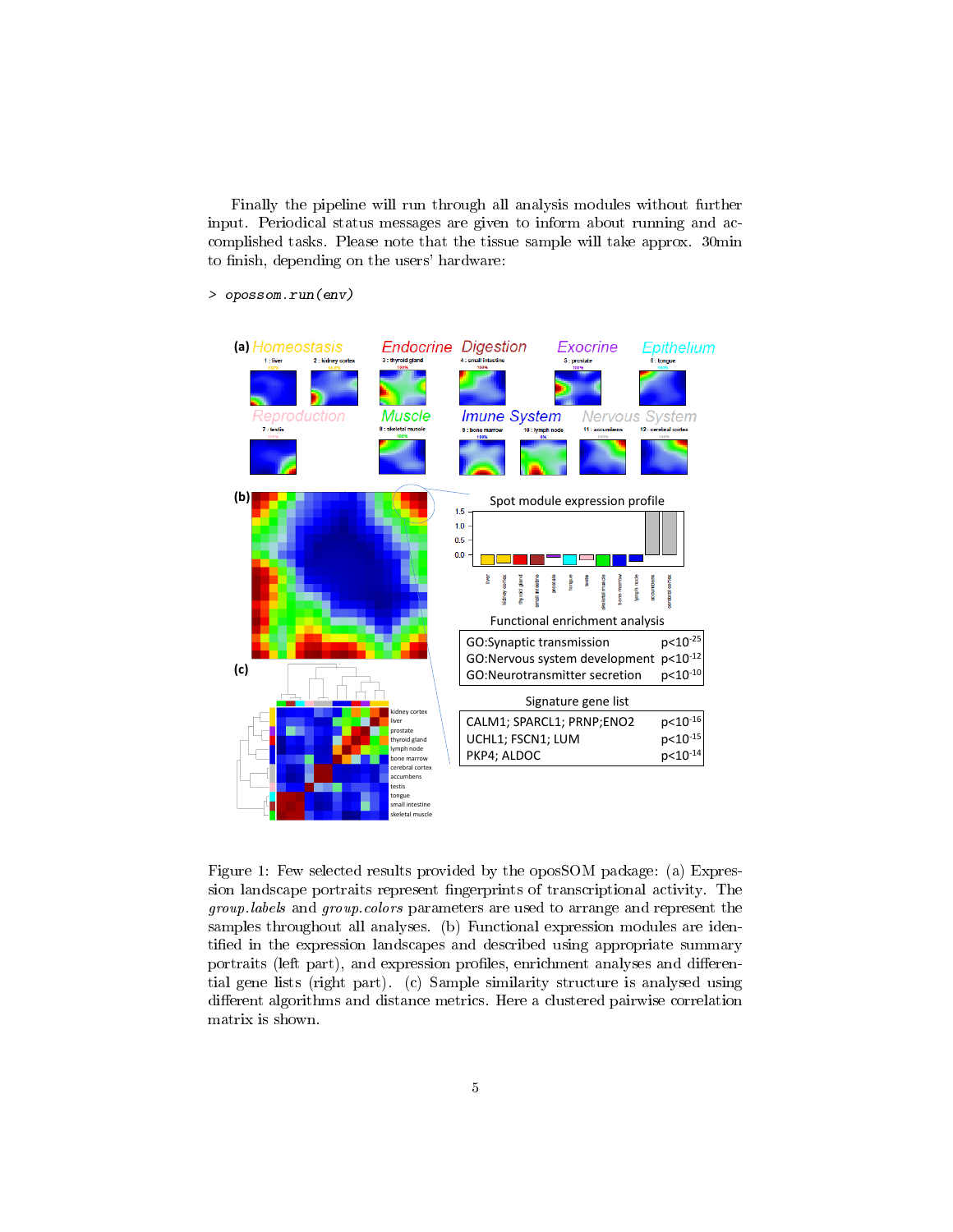Finally the pipeline will run through all analysis modules without further input. Periodical status messages are given to inform about running and accomplished tasks. Please note that the tissue sample will take approx. 30min to finish, depending on the users' hardware:

```
> opossom.run(env)
```

Figure 1: Few selected results provided by the oposSOM package: (a) Expression landscape portraits represent fingerprints of transcriptional activity. The *group.labels* and *group.colors* parameters are used to arrange and represent the samples throughout all analyses. (b) Functional expression modules are identified in the expression landscapes and described using appropriate summary portraits (left part), and expression profiles, enrichment analyses and differential gene lists (right part). (c) Sample similarity structure is analysed using different algorithms and distance metrics. Here a clustered pairwise correlation matrix is shown.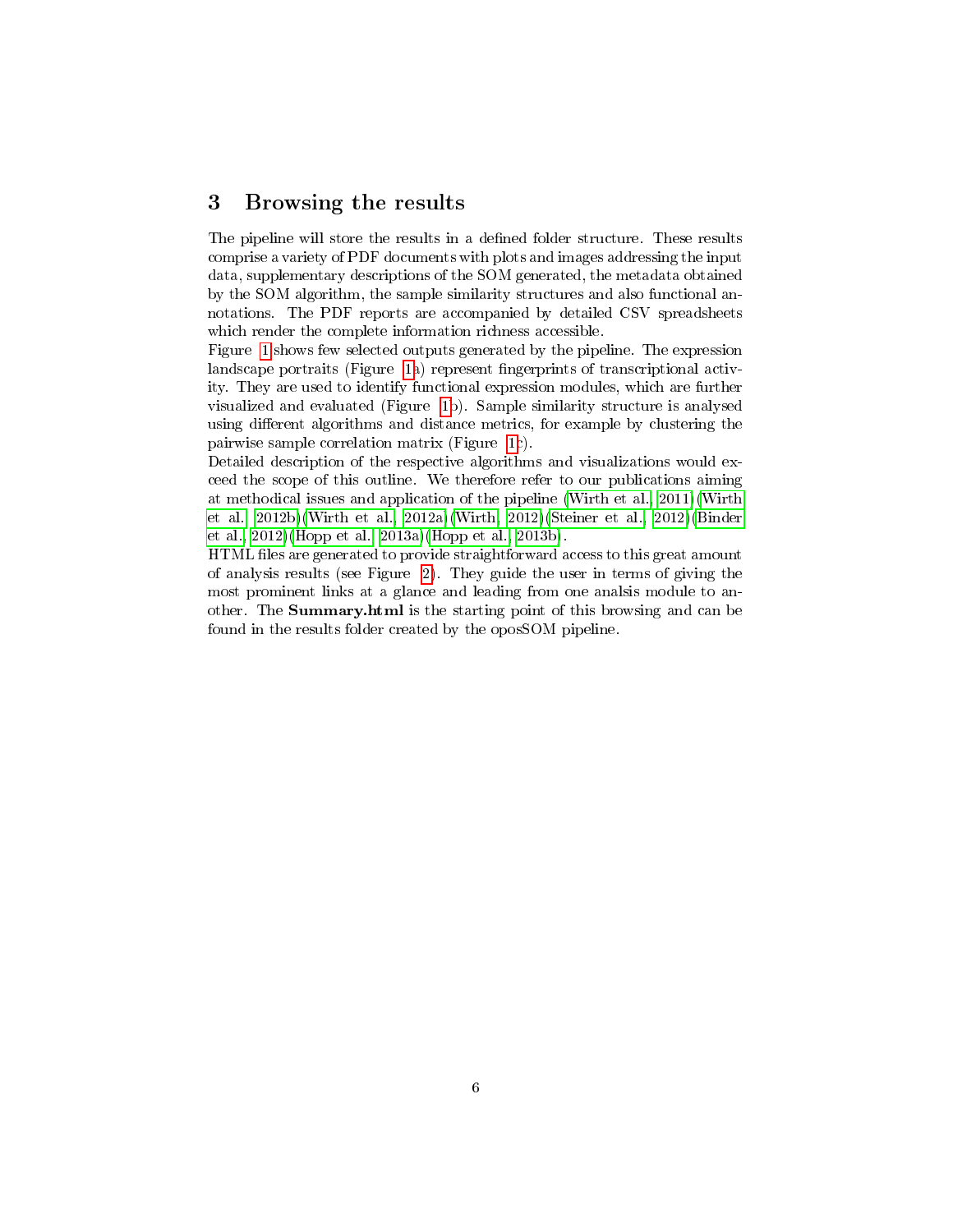## 3 Browsing the results

The pipeline will store the results in a defined folder structure. These results comprise a variety of PDF documents with plots and images addressing the input data, supplementary descriptions of the SOM generated, the metadata obtained by the SOM algorithm, the sample similarity structures and also functional annotations. The PDF reports are accompanied by detailed CSV spreadsheets which render the complete information richness accessible.

Figure 1 shows few selected outputs generated by the pipeline. The expression landscape portraits (Figure 1a) represent fingerprints of transcriptional activity. They are used to identify functional expression modules, which are further visualized and evaluated (Figure 1b). Sample similarity structure is analysed using different algorithms and distance metrics, for example by clustering the pairwise sample correlation matrix (Figure 1c).

Detailed description of the respective algorithms and visualizations would exceed the scope of this outline. We therefore refer to our publications aiming at methodical issues and application of the pipeline (Wirth et al., 2011)(Wirth et al., 2012b)(Wirth et al., 2012a)(Wirth, 2012)(Steiner et al., 2012)(Binder et al., 2012)(Hopp et al., 2013a)(Hopp et al., 2013b).

HTML files are generated to provide straightforward access to this great amount of analysis results (see Figure 2). They guide the user in terms of giving the most prominent links at a glance and leading from one analsis module to another. The **Summary.html** is the starting point of this browsing and can be found in the results folder created by the oposSOM pipeline.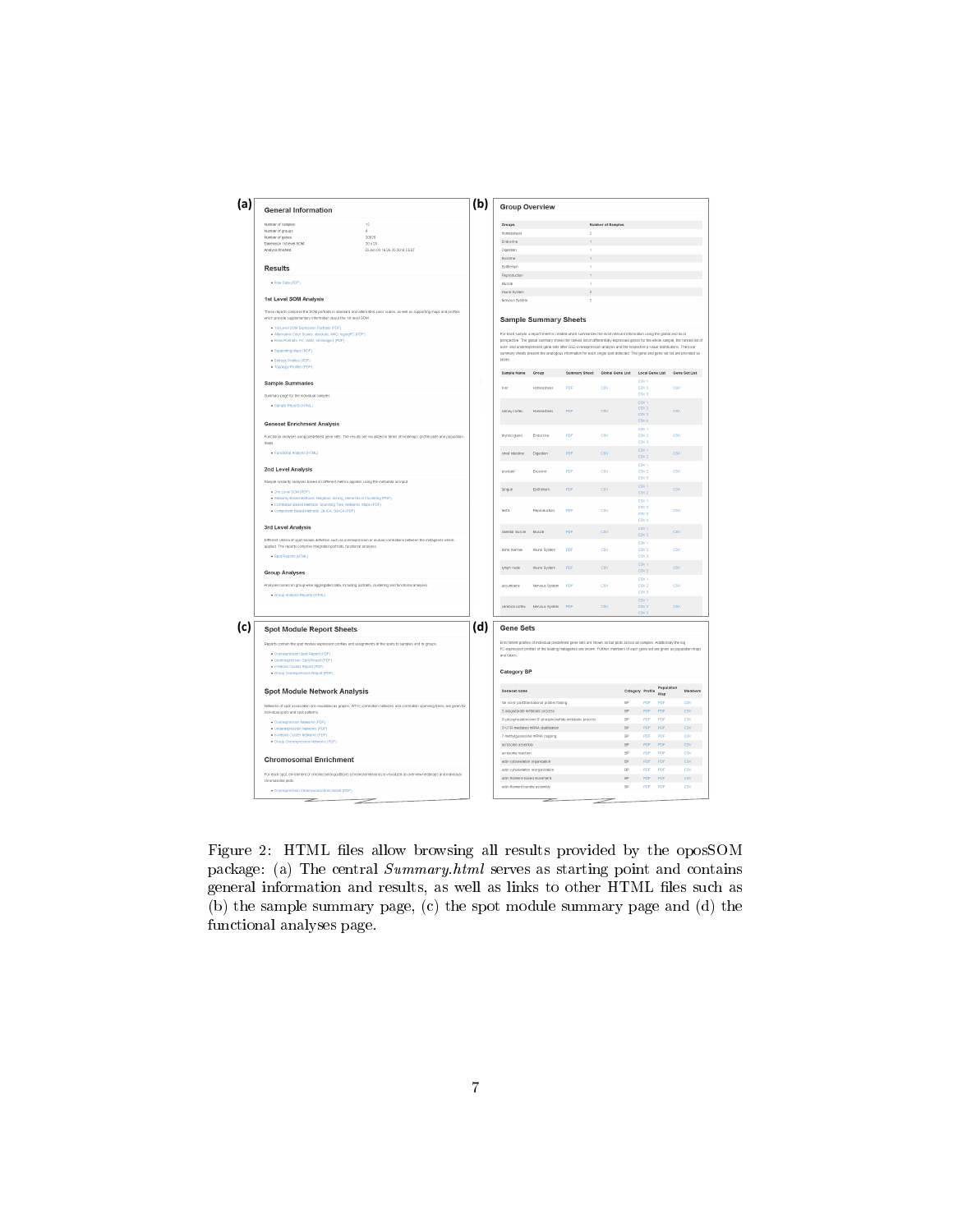Figure 2: HTML files allow browsing all results provided by the oposSOM package: (a) The central *Summary.html* serves as starting point and contains general information and results, as well as links to other HTML files such as (b) the sample summary page, (c) the spot module summary page and (d) the functional analyses page.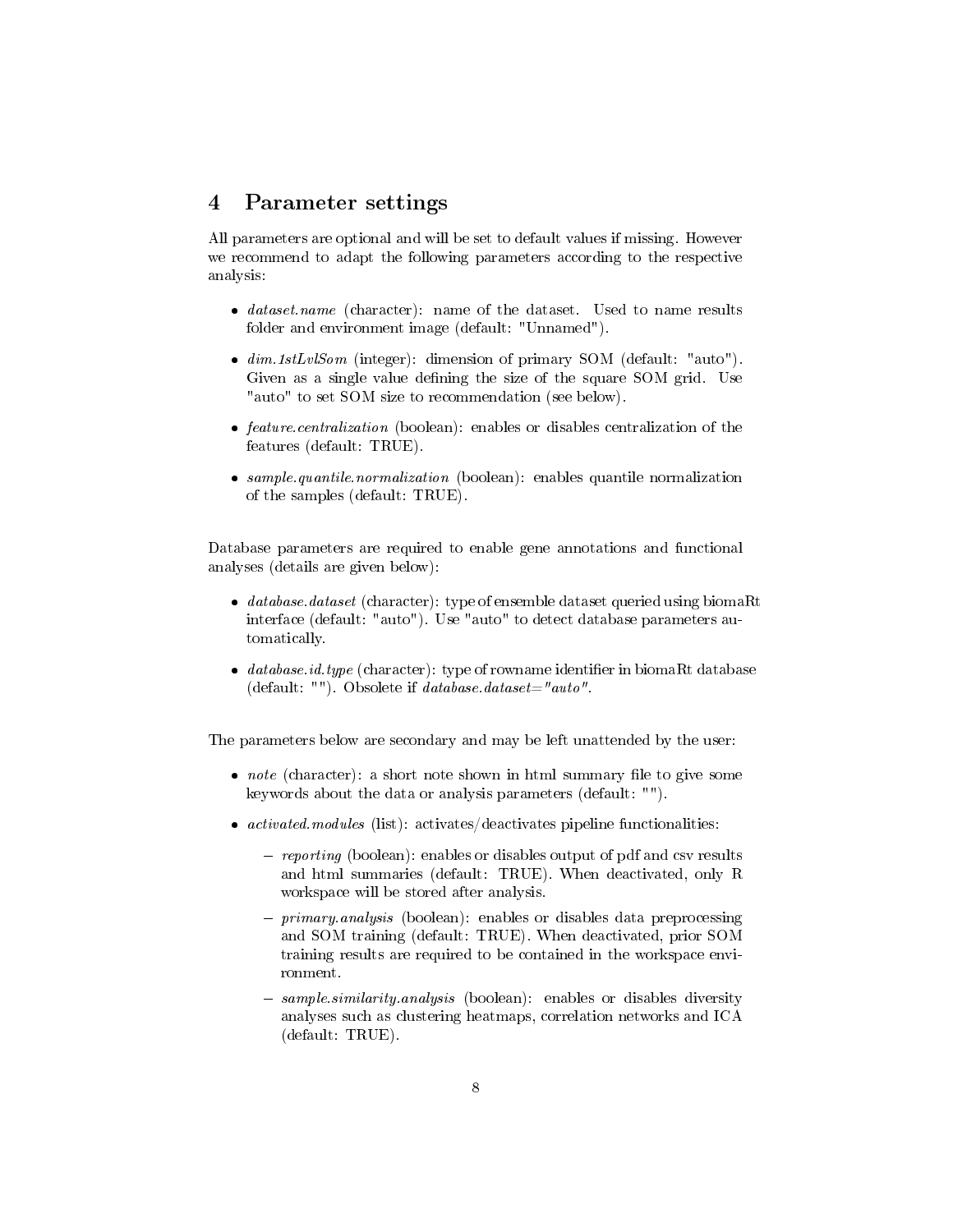## 4 Parameter settings

All parameters are optional and will be set to default values if missing. However we recommend to adapt the following parameters according to the respective analysis:

- *dataset.name* (character): name of the dataset. Used to name results folder and environment image (default: "Unnamed").
- *dim.1stLvlSom* (integer): dimension of primary SOM (default: "auto"). Given as a single value defining the size of the square SOM grid. Use "auto" to set SOM size to recommendation (see below).
- *feature.centralization* (boolean): enables or disables centralization of the features (default: TRUE).
- *sample.quantile.normalization* (boolean): enables quantile normalization of the samples (default: TRUE).

Database parameters are required to enable gene annotations and functional analyses (details are given below):

- *database.dataset* (character): type of ensemble dataset queried using biomaRt interface (default: "auto"). Use "auto" to detect database parameters automatically.
- *database.id.type* (character): type of rowname identifier in biomaRt database (default: ""). Obsolete if *database.dataset="auto"*.

The parameters below are secondary and may be left unattended by the user:

- *note* (character): a short note shown in html summary file to give some keywords about the data or analysis parameters (default: "").
- *activated.modules* (list): activates/deactivates pipeline functionalities:
  - *reporting* (boolean): enables or disables output of pdf and csv results and html summaries (default: TRUE). When deactivated, only R workspace will be stored after analysis.
  - *primary.analysis* (boolean): enables or disables data preprocessing and SOM training (default: TRUE). When deactivated, prior SOM training results are required to be contained in the workspace environment.
  - *sample.similarity.analysis* (boolean): enables or disables diversity analyses such as clustering heatmaps, correlation networks and ICA (default: TRUE).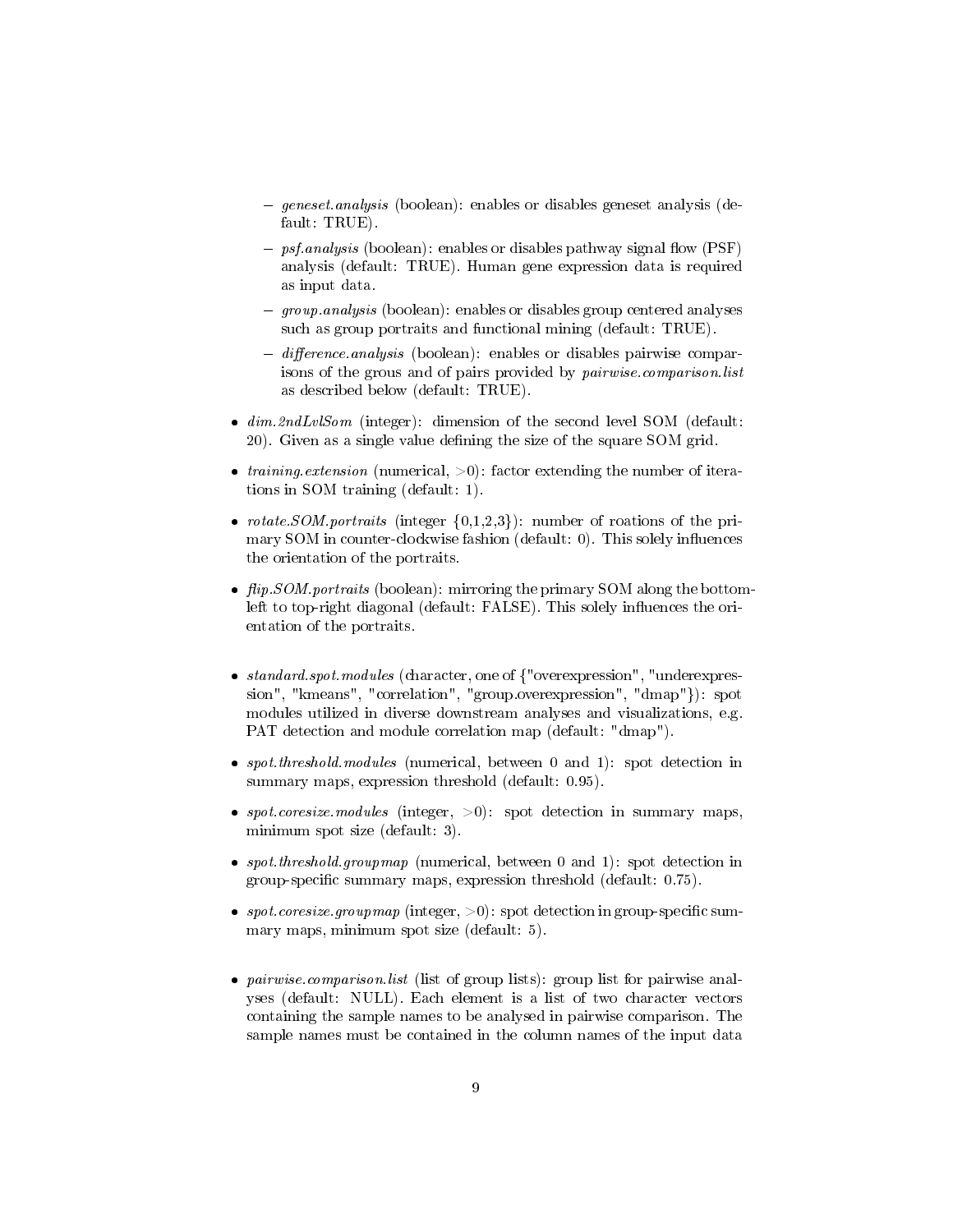- *geneset.analysis* (boolean): enables or disables geneset analysis (default: TRUE).
  - *psf.analysis* (boolean): enables or disables pathway signal flow (PSF) analysis (default: TRUE). Human gene expression data is required as input data.
  - *group.analysis* (boolean): enables or disables group centered analyses such as group portraits and functional mining (default: TRUE).
  - *difference.analysis* (boolean): enables or disables pairwise comparisons of the grous and of pairs provided by *pairwise.comparison.list* as described below (default: TRUE).

- *dim.2ndLvlSom* (integer): dimension of the second level SOM (default: 20). Given as a single value defining the size of the square SOM grid.
- *training.extension* (numerical, >0): factor extending the number of iterations in SOM training (default: 1).
- *rotate.SOM.portraits* (integer {0,1,2,3}): number of roations of the primary SOM in counter-clockwise fashion (default: 0). This solely influences the orientation of the portraits.
- *flip.SOM.portraits* (boolean): mirroring the primary SOM along the bottom-left to top-right diagonal (default: FALSE). This solely influences the orientation of the portraits.

- *standard.spot.modules* (character, one of {"overexpression", "underexpression", "kmeans", "correlation", "group.overexpression", "dmap"}): spot modules utilized in diverse downstream analyses and visualizations, e.g. PAT detection and module correlation map (default: "dmap").
- *spot.threshold.modules* (numerical, between 0 and 1): spot detection in summary maps, expression threshold (default: 0.95).
- *spot.coresize.modules* (integer, >0): spot detection in summary maps, minimum spot size (default: 3).
- *spot.threshold.groupmap* (numerical, between 0 and 1): spot detection in group-specific summary maps, expression threshold (default: 0.75).
- *spot.coresize.groupmap* (integer, >0): spot detection in group-specific summary maps, minimum spot size (default: 5).

- *pairwise.comparison.list* (list of group lists): group list for pairwise analyses (default: NULL). Each element is a list of two character vectors containing the sample names to be analysed in pairwise comparison. The sample names must be contained in the column names of the input data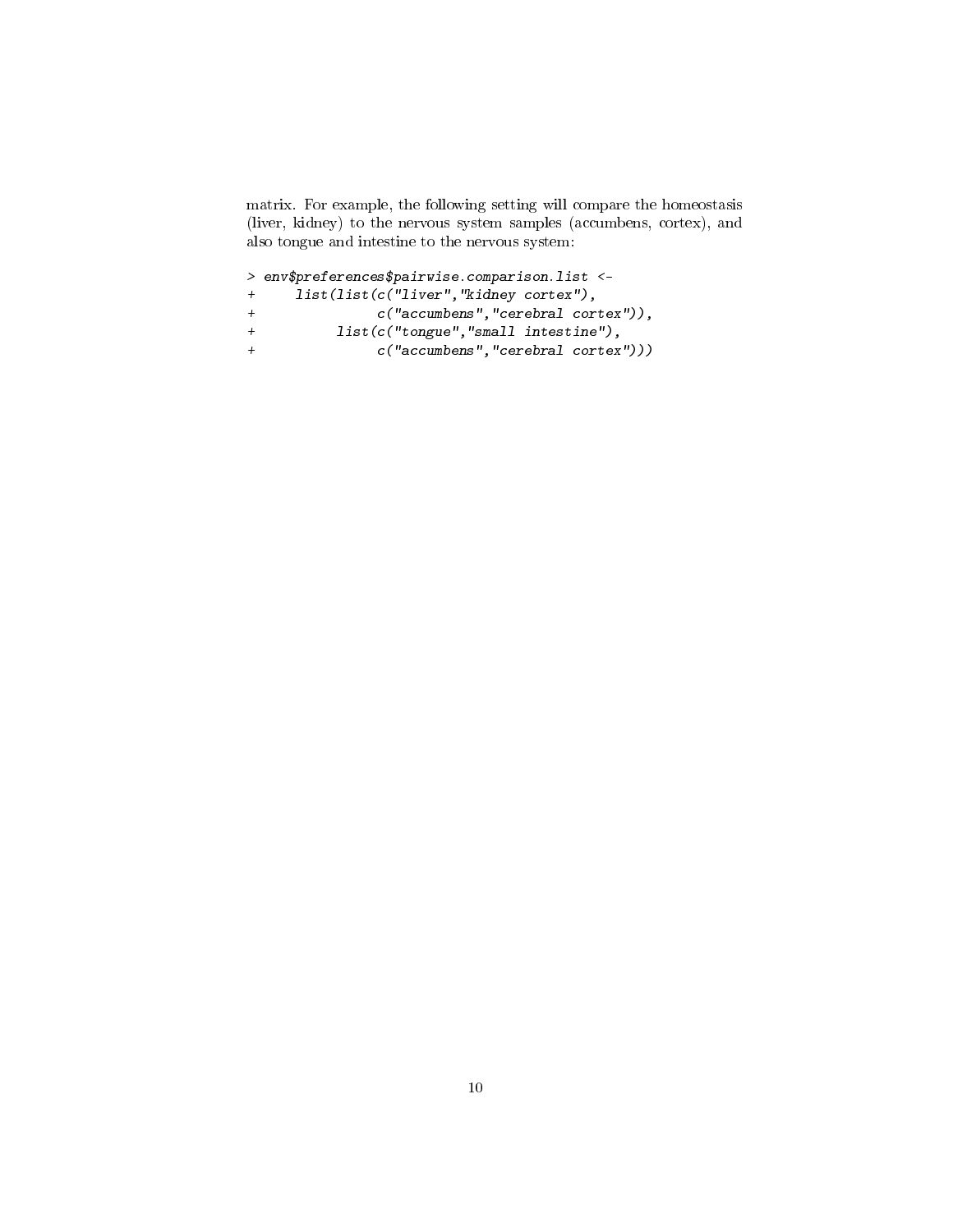matrix. For example, the following setting will compare the homeostasis (liver, kidney) to the nervous system samples (accumbens, cortex), and also tongue and intestine to the nervous system:

```
> env$preferences$pairwise.comparison.list <-
+     list(list(c("liver","kidney cortex"),
+               c("accumbens","cerebral cortex")),
+          list(c("tongue","small intestine"),
+               c("accumbens","cerebral cortex")))
```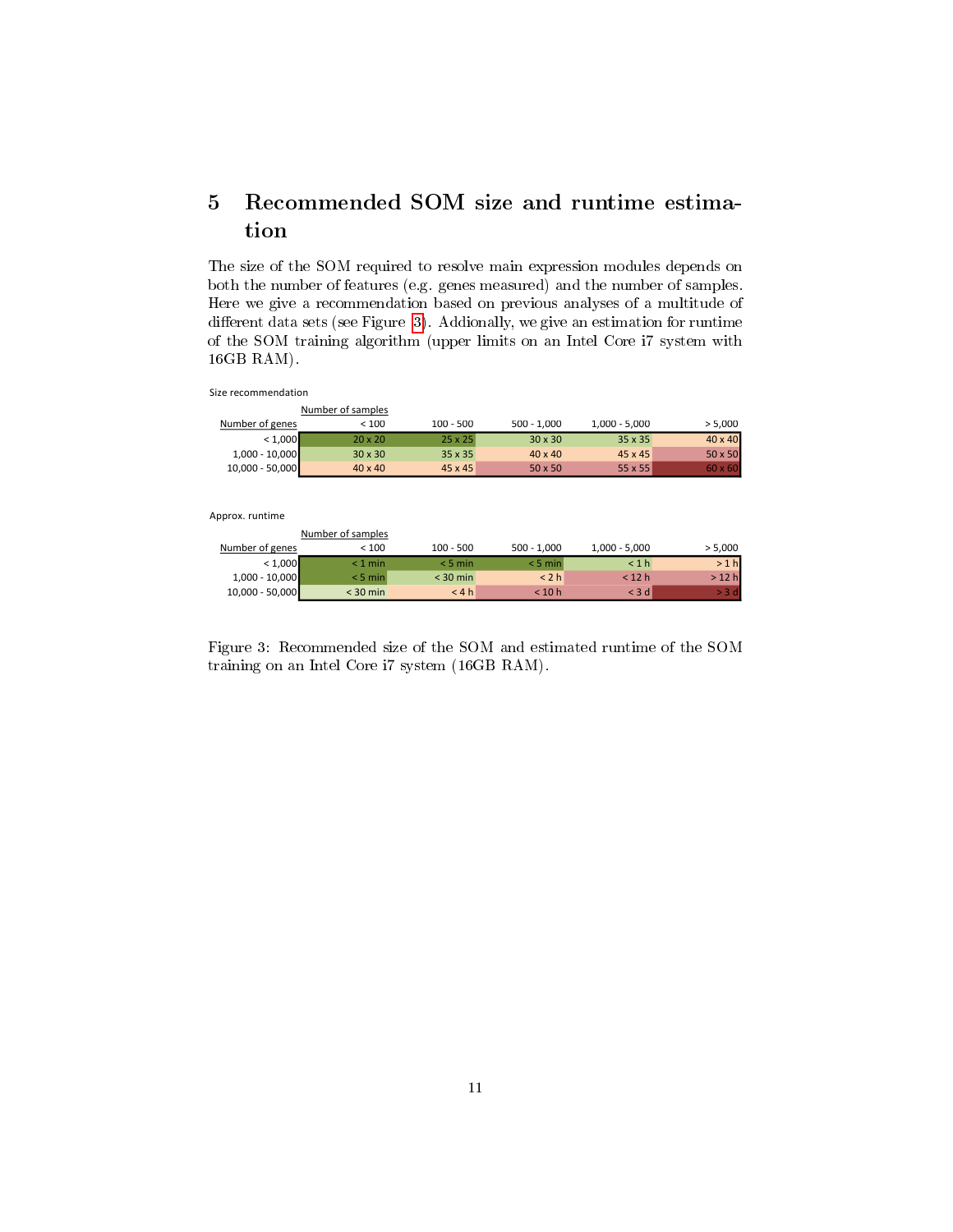## 5 Recommended SOM size and runtime estimation

The size of the SOM required to resolve main expression modules depends on both the number of features (e.g. genes measured) and the number of samples. Here we give a recommendation based on previous analyses of a multitude of different data sets (see Figure 3). Addionally, we give an estimation for runtime of the SOM training algorithm (upper limits on an Intel Core i7 system with 16GB RAM).

Size recommendation

| Number of genes | Number of samples < 100 | 100 - 500 | 500 - 1,000 | 1,000 - 5,000 | > 5,000 |
|---|---|---|---|---|---|
| < 1,000 | 20 x 20 | 25 x 25 | 30 x 30 | 35 x 35 | 40 x 40 |
| 1,000 - 10,000 | 30 x 30 | 35 x 35 | 40 x 40 | 45 x 45 | 50 x 50 |
| 10,000 - 50,000 | 40 x 40 | 45 x 45 | 50 x 50 | 55 x 55 | 60 x 60 |

Approx. runtime

| Number of genes | Number of samples < 100 | 100 - 500 | 500 - 1,000 | 1,000 - 5,000 | > 5,000 |
|---|---|---|---|---|---|
| < 1,000 | < 1 min | < 5 min | < 5 min | < 1 h | > 1 h |
| 1,000 - 10,000 | < 5 min | < 30 min | < 2 h | < 12 h | > 12 h |
| 10,000 - 50,000 | < 30 min | < 4 h | < 10 h | < 3 d | > 3 d |

Figure 3: Recommended size of the SOM and estimated runtime of the SOM training on an Intel Core i7 system (16GB RAM).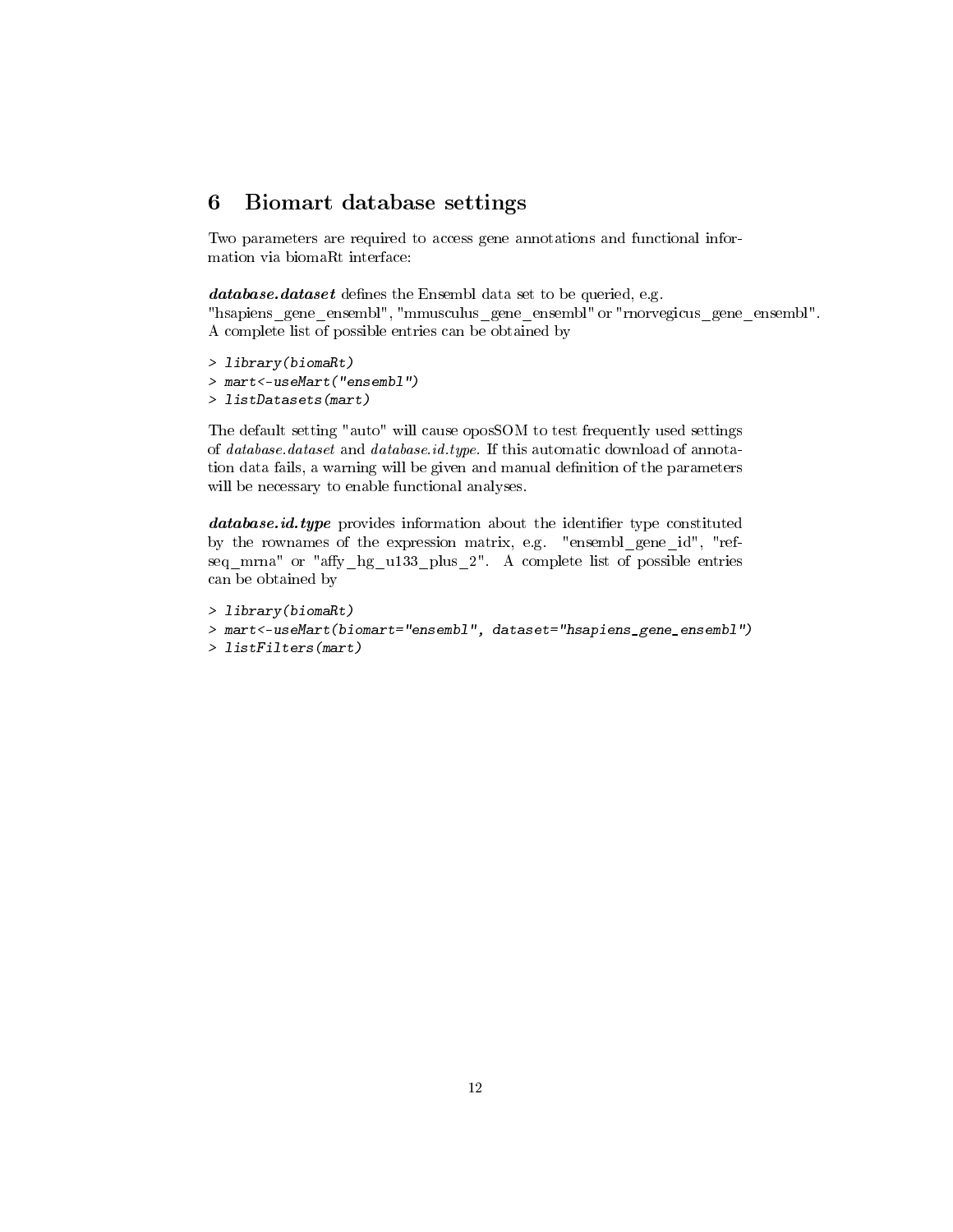## 6 Biomart database settings

Two parameters are required to access gene annotations and functional information via biomaRt interface:

***database.dataset*** defines the Ensembl data set to be queried, e.g. "hsapiens_gene_ensembl", "mmusculus_gene_ensembl" or "rnorvegicus_gene_ensembl". A complete list of possible entries can be obtained by

```
> library(biomaRt)
> mart<-useMart("ensembl")
> listDatasets(mart)
```

The default setting "auto" will cause oposSOM to test frequently used settings of *database.dataset* and *database.id.type*. If this automatic download of annotation data fails, a warning will be given and manual definition of the parameters will be necessary to enable functional analyses.

***database.id.type*** provides information about the identifier type constituted by the rownames of the expression matrix, e.g. "ensembl_gene_id", "refseq_mrna" or "affy_hg_u133_plus_2". A complete list of possible entries can be obtained by

```
> library(biomaRt)
> mart<-useMart(biomart="ensembl", dataset="hsapiens_gene_ensembl")
> listFilters(mart)
```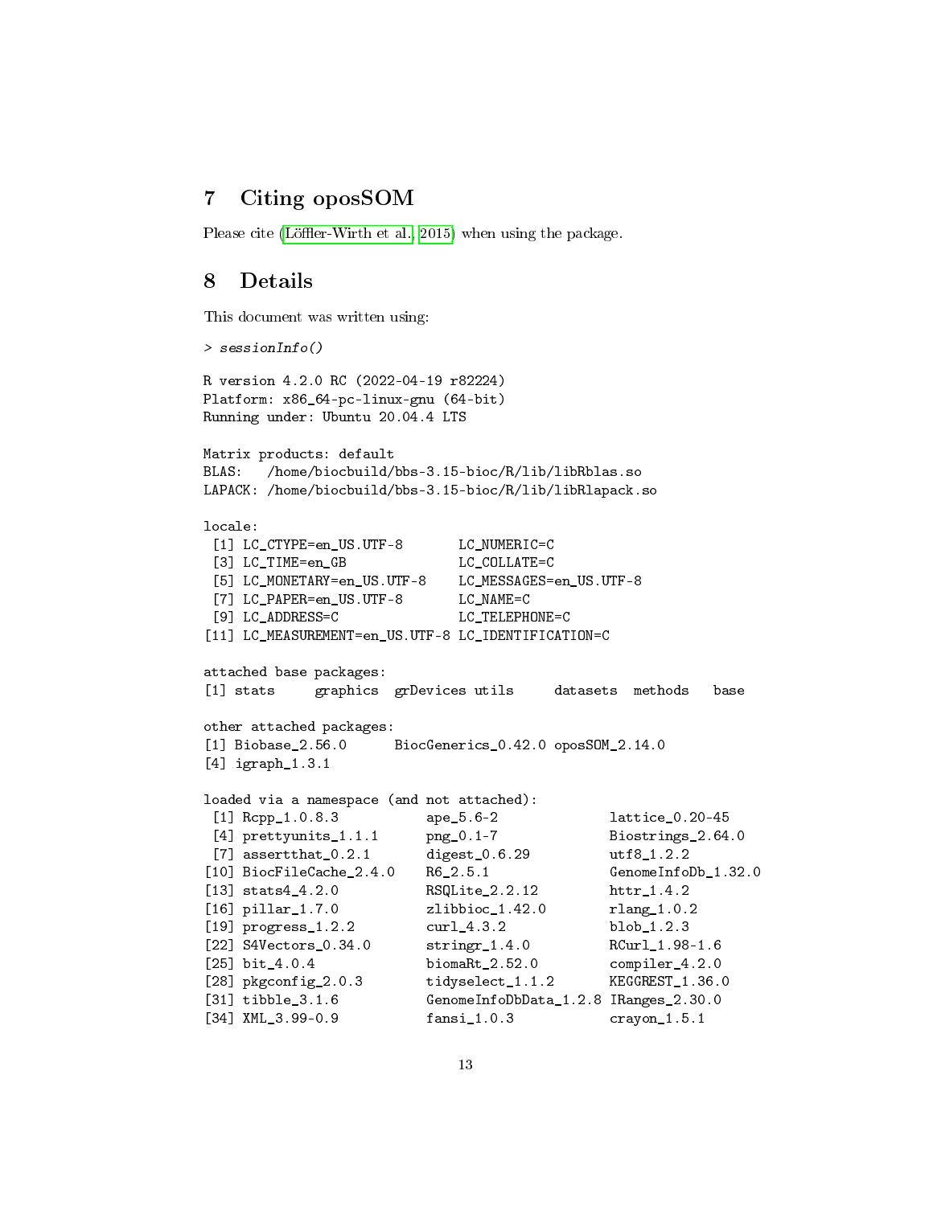## 7 Citing oposSOM

Please cite (Löffler-Wirth et al., 2015) when using the package.

## 8 Details

This document was written using:

```
> sessionInfo()

R version 4.2.0 RC (2022-04-19 r82224)
Platform: x86_64-pc-linux-gnu (64-bit)
Running under: Ubuntu 20.04.4 LTS

Matrix products: default
BLAS:   /home/biocbuild/bbs-3.15-bioc/R/lib/libRblas.so
LAPACK: /home/biocbuild/bbs-3.15-bioc/R/lib/libRlapack.so

locale:
 [1] LC_CTYPE=en_US.UTF-8       LC_NUMERIC=C              
 [3] LC_TIME=en_GB              LC_COLLATE=C              
 [5] LC_MONETARY=en_US.UTF-8    LC_MESSAGES=en_US.UTF-8   
 [7] LC_PAPER=en_US.UTF-8       LC_NAME=C                 
 [9] LC_ADDRESS=C               LC_TELEPHONE=C            
[11] LC_MEASUREMENT=en_US.UTF-8 LC_IDENTIFICATION=C       

attached base packages:
[1] stats     graphics  grDevices utils     datasets  methods   base     

other attached packages:
[1] Biobase_2.56.0      BiocGenerics_0.42.0 oposSOM_2.14.0     
[4] igraph_1.3.1       

loaded via a namespace (and not attached):
 [1] Rcpp_1.0.8.3           ape_5.6-2              lattice_0.20-45       
 [4] prettyunits_1.1.1      png_0.1-7              Biostrings_2.64.0     
 [7] assertthat_0.2.1       digest_0.6.29          utf8_1.2.2            
[10] BiocFileCache_2.4.0    R6_2.5.1               GenomeInfoDb_1.32.0   
[13] stats4_4.2.0           RSQLite_2.2.12         httr_1.4.2            
[16] pillar_1.7.0           zlibbioc_1.42.0        rlang_1.0.2           
[19] progress_1.2.2         curl_4.3.2             blob_1.2.3            
[22] S4Vectors_0.34.0       stringr_1.4.0          RCurl_1.98-1.6        
[25] bit_4.0.4              biomaRt_2.52.0         compiler_4.2.0        
[28] pkgconfig_2.0.3        tidyselect_1.1.2       KEGGREST_1.36.0       
[31] tibble_3.1.6           GenomeInfoDbData_1.2.8 IRanges_2.30.0        
[34] XML_3.99-0.9           fansi_1.0.3            crayon_1.5.1          
```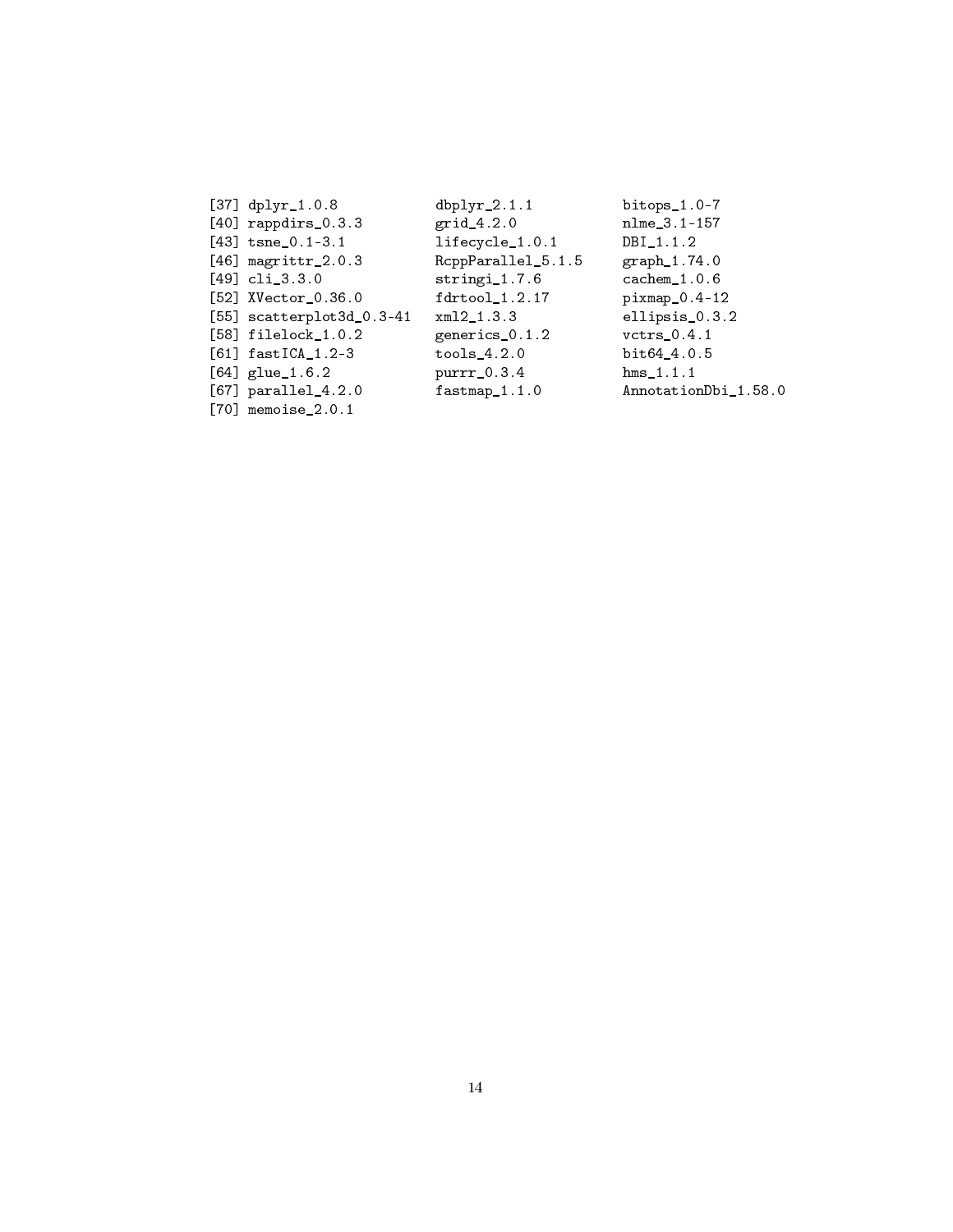```
[37] dplyr_1.0.8           dbplyr_2.1.1          bitops_1.0-7
[40] rappdirs_0.3.3        grid_4.2.0            nlme_3.1-157
[43] tsne_0.1-3.1          lifecycle_1.0.1       DBI_1.1.2
[46] magrittr_2.0.3        RcppParallel_5.1.5    graph_1.74.0
[49] cli_3.3.0             stringi_1.7.6         cachem_1.0.6
[52] XVector_0.36.0        fdrtool_1.2.17        pixmap_0.4-12
[55] scatterplot3d_0.3-41  xml2_1.3.3            ellipsis_0.3.2
[58] filelock_1.0.2        generics_0.1.2        vctrs_0.4.1
[61] fastICA_1.2-3         tools_4.2.0           bit64_4.0.5
[64] glue_1.6.2            purrr_0.3.4           hms_1.1.1
[67] parallel_4.2.0        fastmap_1.1.0         AnnotationDbi_1.58.0
[70] memoise_2.0.1
```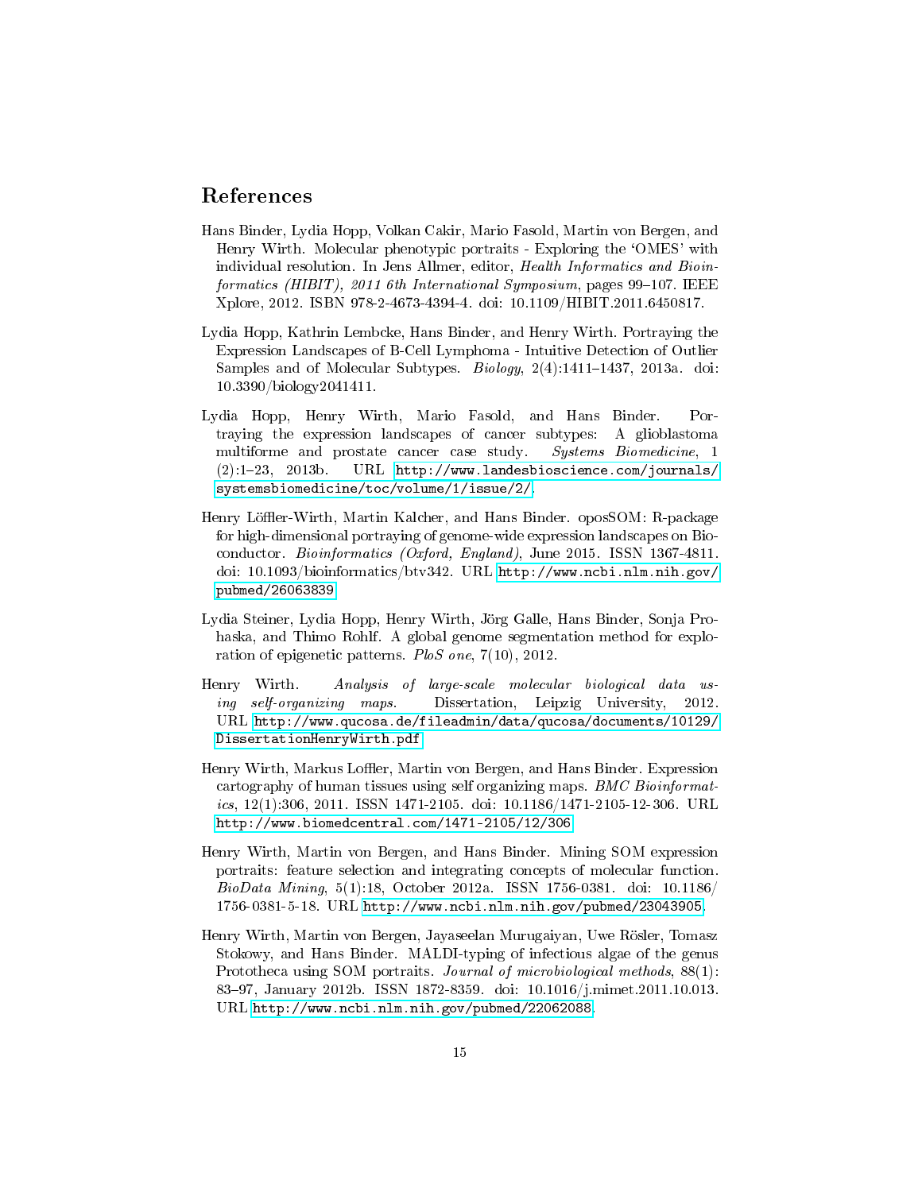# References

Hans Binder, Lydia Hopp, Volkan Cakir, Mario Fasold, Martin von Bergen, and Henry Wirth. Molecular phenotypic portraits - Exploring the 'OMES' with individual resolution. In Jens Allmer, editor, *Health Informatics and Bioinformatics (HIBIT), 2011 6th International Symposium*, pages 99–107. IEEE Xplore, 2012. ISBN 978-2-4673-4394-4. doi: 10.1109/HIBIT.2011.6450817.

Lydia Hopp, Kathrin Lembcke, Hans Binder, and Henry Wirth. Portraying the Expression Landscapes of B-Cell Lymphoma - Intuitive Detection of Outlier Samples and of Molecular Subtypes. *Biology*, 2(4):1411–1437, 2013a. doi: 10.3390/biology2041411.

Lydia Hopp, Henry Wirth, Mario Fasold, and Hans Binder. Portraying the expression landscapes of cancer subtypes: A glioblastoma multiforme and prostate cancer case study. *Systems Biomedicine*, 1 (2):1–23, 2013b. URL `http://www.landesbioscience.com/journals/systemsbiomedicine/toc/volume/1/issue/2/`.

Henry Löffler-Wirth, Martin Kalcher, and Hans Binder. oposSOM: R-package for high-dimensional portraying of genome-wide expression landscapes on Bioconductor. *Bioinformatics (Oxford, England)*, June 2015. ISSN 1367-4811. doi: 10.1093/bioinformatics/btv342. URL `http://www.ncbi.nlm.nih.gov/pubmed/26063839`.

Lydia Steiner, Lydia Hopp, Henry Wirth, Jörg Galle, Hans Binder, Sonja Prohaska, and Thimo Rohlf. A global genome segmentation method for exploration of epigenetic patterns. *PloS one*, 7(10), 2012.

Henry Wirth. *Analysis of large-scale molecular biological data using self-organizing maps*. Dissertation, Leipzig University, 2012. URL `http://www.qucosa.de/fileadmin/data/qucosa/documents/10129/DissertationHenryWirth.pdf`.

Henry Wirth, Markus Loffler, Martin von Bergen, and Hans Binder. Expression cartography of human tissues using self organizing maps. *BMC Bioinformatics*, 12(1):306, 2011. ISSN 1471-2105. doi: 10.1186/1471-2105-12-306. URL `http://www.biomedcentral.com/1471-2105/12/306`.

Henry Wirth, Martin von Bergen, and Hans Binder. Mining SOM expression portraits: feature selection and integrating concepts of molecular function. *BioData Mining*, 5(1):18, October 2012a. ISSN 1756-0381. doi: 10.1186/1756-0381-5-18. URL `http://www.ncbi.nlm.nih.gov/pubmed/23043905`.

Henry Wirth, Martin von Bergen, Jayaseelan Murugaiyan, Uwe Rösler, Tomasz Stokowy, and Hans Binder. MALDI-typing of infectious algae of the genus Prototheca using SOM portraits. *Journal of microbiological methods*, 88(1): 83–97, January 2012b. ISSN 1872-8359. doi: 10.1016/j.mimet.2011.10.013. URL `http://www.ncbi.nlm.nih.gov/pubmed/22062088`.